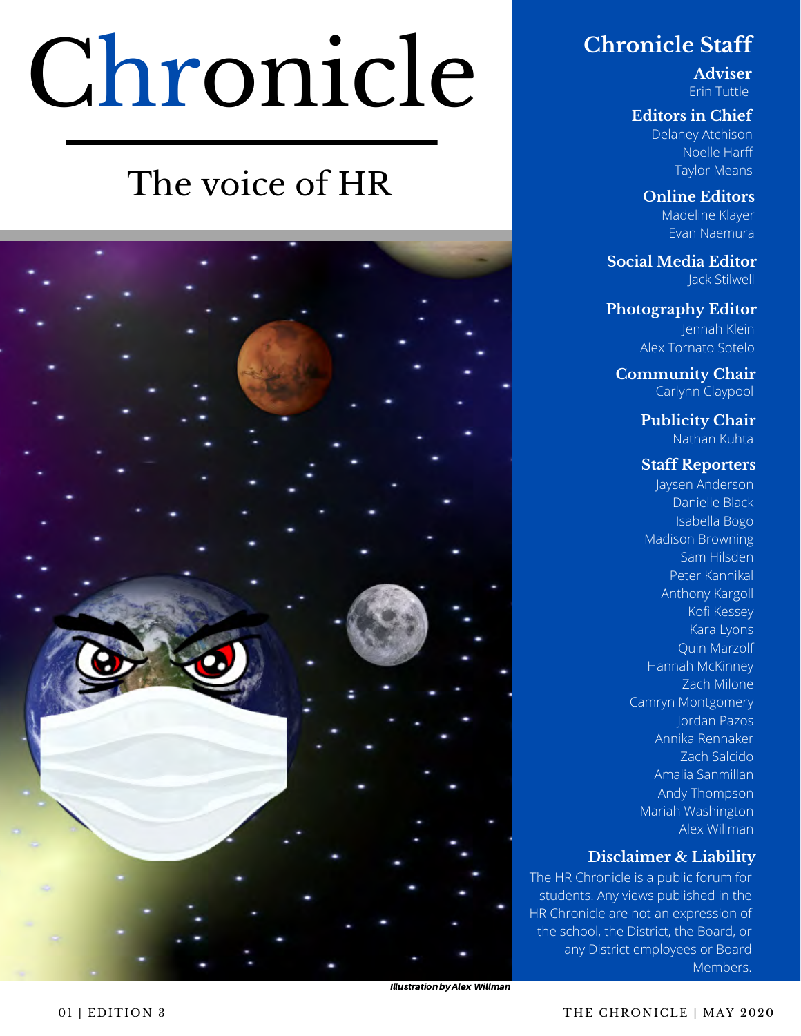# Chronicle

## The voice of HR

*Illustration by Alex Willman*

## Chronicle Staff

**Adviser**
Erin Tuttle

**Editors in Chief**
Delaney Atchison
Noelle Harff
Taylor Means

**Online Editors**
Madeline Klayer
Evan Naemura

**Social Media Editor**
Jack Stilwell

**Photography Editor**
Jennah Klein
Alex Tornato Sotelo

**Community Chair**
Carlynn Claypool

**Publicity Chair**
Nathan Kuhta

**Staff Reporters**
Jaysen Anderson
Danielle Black
Isabella Bogo
Madison Browning
Sam Hilsden
Peter Kannikal
Anthony Kargoll
Kofi Kessey
Kara Lyons
Quin Marzolf
Hannah McKinney
Zach Milone
Camryn Montgomery
Jordan Pazos
Annika Rennaker
Zach Salcido
Amalia Sanmillan
Andy Thompson
Mariah Washington
Alex Willman

**Disclaimer & Liability**
The HR Chronicle is a public forum for students. Any views published in the HR Chronicle are not an expression of the school, the District, the Board, or any District employees or Board Members.

01 | EDITION 3

THE CHRONICLE | MAY 2020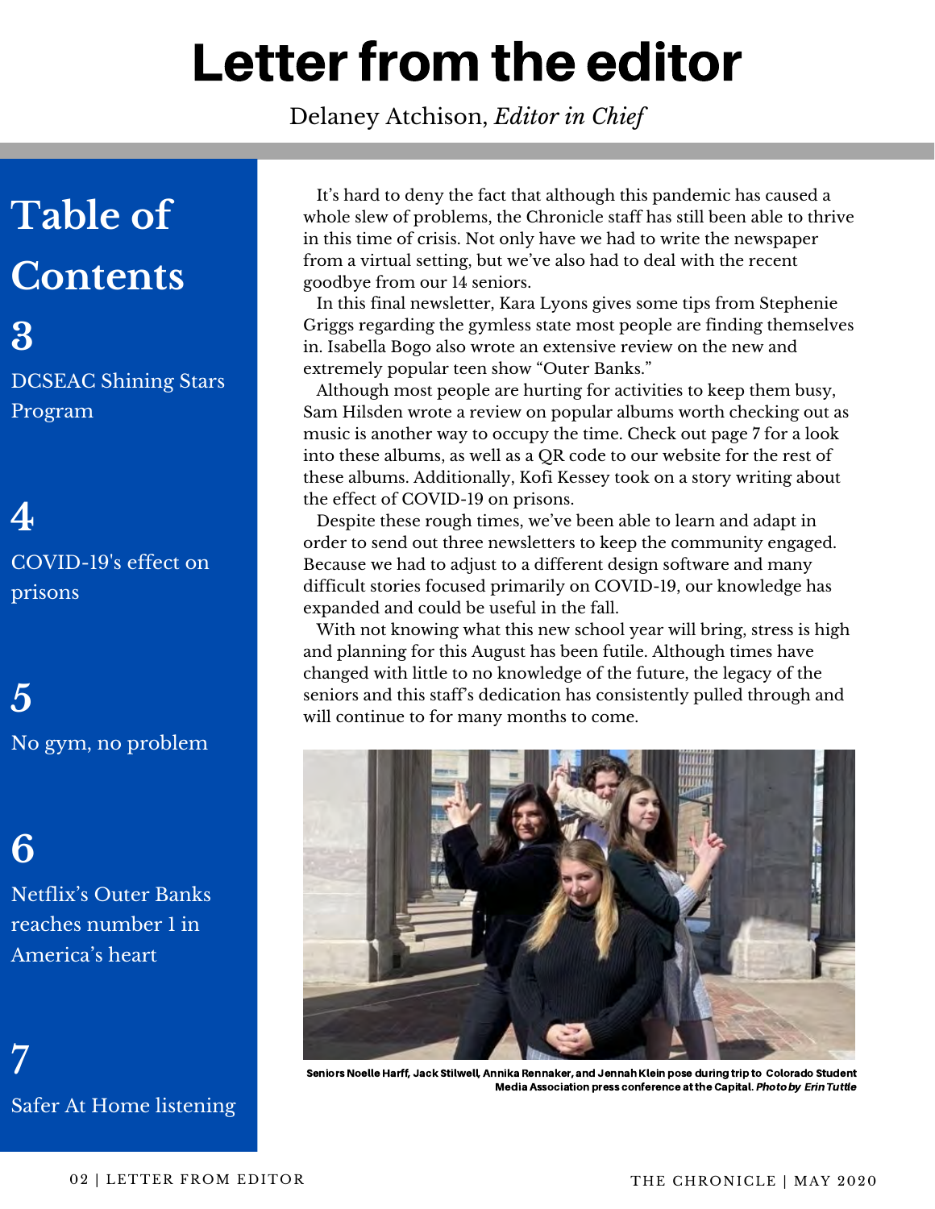# Letter from the editor

Delaney Atchison, *Editor in Chief*

## Table of Contents

**3**

DCSEAC Shining Stars Program

**4**

COVID-19's effect on prisons

**5**

No gym, no problem

**6**

Netflix's Outer Banks reaches number 1 in America's heart

**7**

Safer At Home listening

It's hard to deny the fact that although this pandemic has caused a whole slew of problems, the Chronicle staff has still been able to thrive in this time of crisis. Not only have we had to write the newspaper from a virtual setting, but we've also had to deal with the recent goodbye from our 14 seniors.

In this final newsletter, Kara Lyons gives some tips from Stephenie Griggs regarding the gymless state most people are finding themselves in. Isabella Bogo also wrote an extensive review on the new and extremely popular teen show "Outer Banks."

Although most people are hurting for activities to keep them busy, Sam Hilsden wrote a review on popular albums worth checking out as music is another way to occupy the time. Check out page 7 for a look into these albums, as well as a QR code to our website for the rest of these albums. Additionally, Kofi Kessey took on a story writing about the effect of COVID-19 on prisons.

Despite these rough times, we've been able to learn and adapt in order to send out three newsletters to keep the community engaged. Because we had to adjust to a different design software and many difficult stories focused primarily on COVID-19, our knowledge has expanded and could be useful in the fall.

With not knowing what this new school year will bring, stress is high and planning for this August has been futile. Although times have changed with little to no knowledge of the future, the legacy of the seniors and this staff's dedication has consistently pulled through and will continue to for many months to come.

Seniors Noelle Harff, Jack Stilwell, Annika Rennaker, and Jennah Klein pose during trip to Colorado Student Media Association press conference at the Capital. *Photo by Erin Tuttle*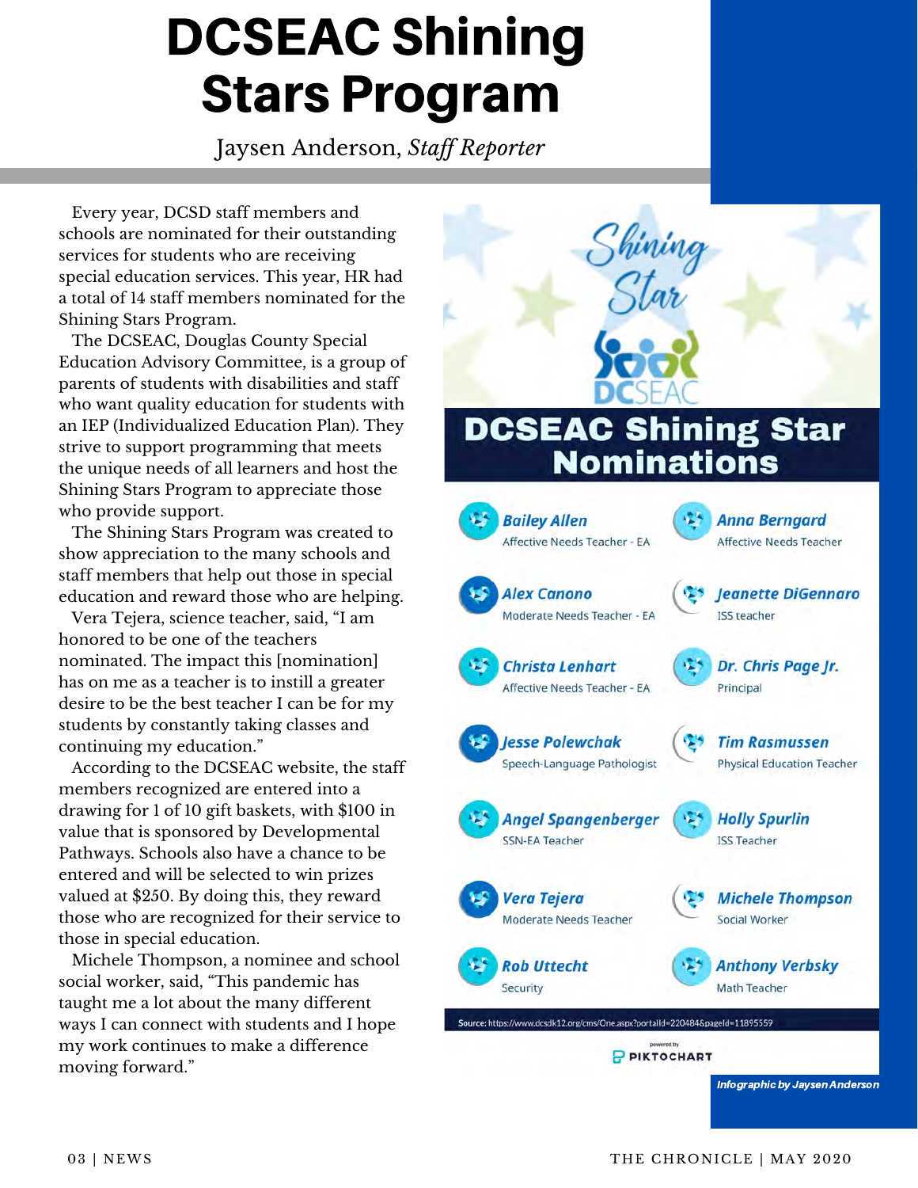# DCSEAC Shining Stars Program

Jaysen Anderson, *Staff Reporter*

Every year, DCSD staff members and schools are nominated for their outstanding services for students who are receiving special education services. This year, HR had a total of 14 staff members nominated for the Shining Stars Program.

The DCSEAC, Douglas County Special Education Advisory Committee, is a group of parents of students with disabilities and staff who want quality education for students with an IEP (Individualized Education Plan). They strive to support programming that meets the unique needs of all learners and host the Shining Stars Program to appreciate those who provide support.

The Shining Stars Program was created to show appreciation to the many schools and staff members that help out those in special education and reward those who are helping.

Vera Tejera, science teacher, said, "I am honored to be one of the teachers nominated. The impact this [nomination] has on me as a teacher is to instill a greater desire to be the best teacher I can be for my students by constantly taking classes and continuing my education."

According to the DCSEAC website, the staff members recognized are entered into a drawing for 1 of 10 gift baskets, with $100 in value that is sponsored by Developmental Pathways. Schools also have a chance to be entered and will be selected to win prizes valued at $250. By doing this, they reward those who are recognized for their service to those in special education.

Michele Thompson, a nominee and school social worker, said, "This pandemic has taught me a lot about the many different ways I can connect with students and I hope my work continues to make a difference moving forward."

## Shining Star

DCSEAC

## DCSEAC Shining Star Nominations

- **Bailey Allen** – Affective Needs Teacher - EA
- **Anna Berngard** – Affective Needs Teacher
- **Alex Canono** – Moderate Needs Teacher - EA
- **Jeanette DiGennaro** – ISS teacher
- **Christa Lenhart** – Affective Needs Teacher - EA
- **Dr. Chris Page Jr.** – Principal
- **Jesse Polewchak** – Speech-Language Pathologist
- **Tim Rasmussen** – Physical Education Teacher
- **Angel Spangenberger** – SSN-EA Teacher
- **Holly Spurlin** – ISS Teacher
- **Vera Tejera** – Moderate Needs Teacher
- **Michele Thompson** – Social Worker
- **Rob Uttecht** – Security
- **Anthony Verbsky** – Math Teacher

**Source:** https://www.dcsdk12.org/cms/One.aspx?portalId=220484&pageId=11895559

powered by PIKTOCHART

*Infographic by Jaysen Anderson*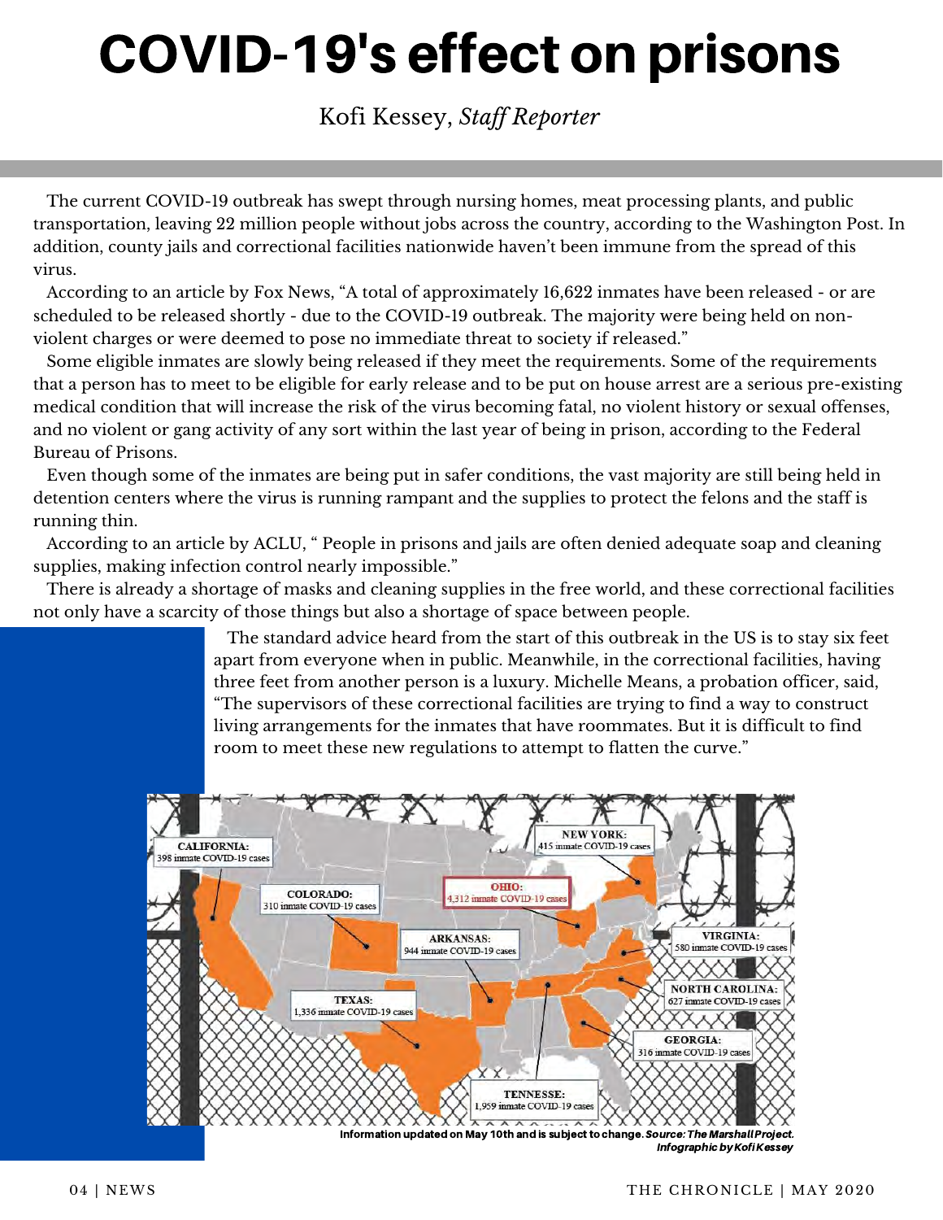# COVID-19's effect on prisons

Kofi Kessey, *Staff Reporter*

The current COVID-19 outbreak has swept through nursing homes, meat processing plants, and public transportation, leaving 22 million people without jobs across the country, according to the Washington Post. In addition, county jails and correctional facilities nationwide haven't been immune from the spread of this virus.

According to an article by Fox News, "A total of approximately 16,622 inmates have been released - or are scheduled to be released shortly - due to the COVID-19 outbreak. The majority were being held on non-violent charges or were deemed to pose no immediate threat to society if released."

Some eligible inmates are slowly being released if they meet the requirements. Some of the requirements that a person has to meet to be eligible for early release and to be put on house arrest are a serious pre-existing medical condition that will increase the risk of the virus becoming fatal, no violent history or sexual offenses, and no violent or gang activity of any sort within the last year of being in prison, according to the Federal Bureau of Prisons.

Even though some of the inmates are being put in safer conditions, the vast majority are still being held in detention centers where the virus is running rampant and the supplies to protect the felons and the staff is running thin.

According to an article by ACLU, " People in prisons and jails are often denied adequate soap and cleaning supplies, making infection control nearly impossible."

There is already a shortage of masks and cleaning supplies in the free world, and these correctional facilities not only have a scarcity of those things but also a shortage of space between people.

The standard advice heard from the start of this outbreak in the US is to stay six feet apart from everyone when in public. Meanwhile, in the correctional facilities, having three feet from another person is a luxury. Michelle Means, a probation officer, said, "The supervisors of these correctional facilities are trying to find a way to construct living arrangements for the inmates that have roommates. But it is difficult to find room to meet these new regulations to attempt to flatten the curve."

CALIFORNIA: 398 inmate COVID-19 cases

COLORADO: 310 inmate COVID-19 cases

NEW YORK: 415 inmate COVID-19 cases

OHIO: 4,312 inmate COVID-19 cases

ARKANSAS: 944 inmate COVID-19 cases

VIRGINIA: 580 inmate COVID-19 cases

NORTH CAROLINA: 627 inmate COVID-19 cases

TEXAS: 1,336 inmate COVID-19 cases

GEORGIA: 316 inmate COVID-19 cases

TENNESSE: 1,959 inmate COVID-19 cases

**Information updated on May 10th and is subject to change.** ***Source: The Marshall Project.***
***Infographic by Kofi Kessey***